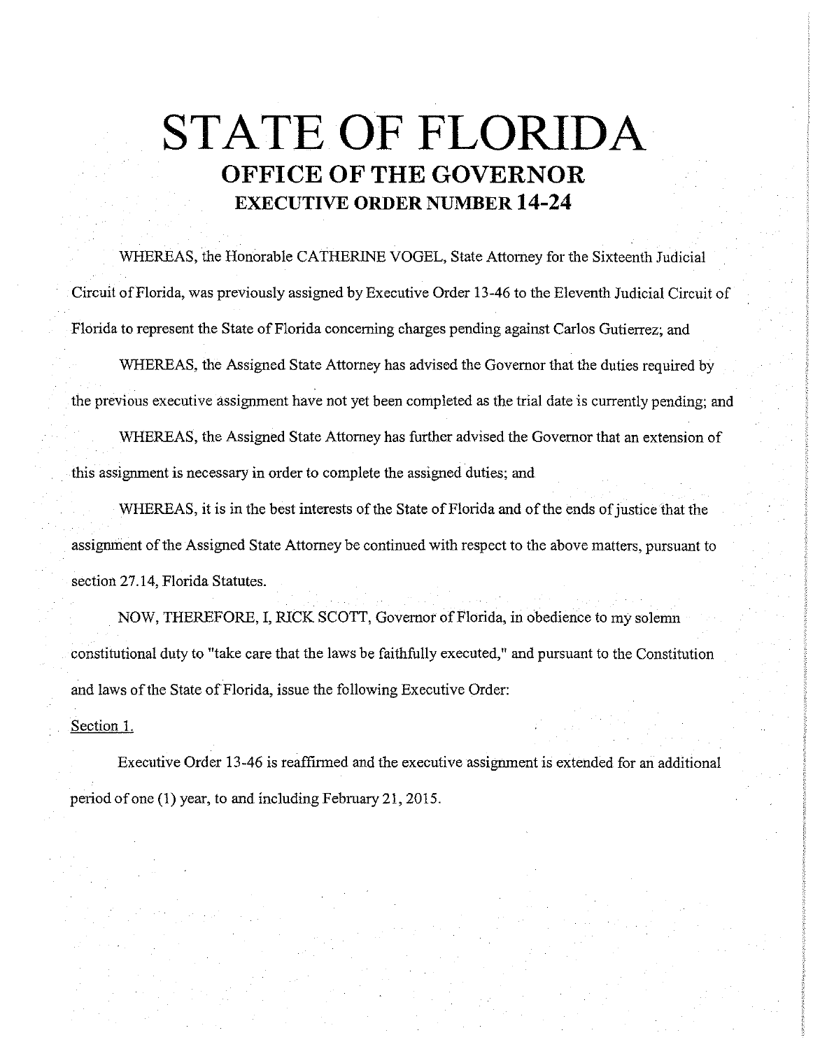# STATE OF FLORIDA

## OFFICE OF THE GOVERNOR

### EXECUTIVE ORDER NUMBER 14-24

WHEREAS, the Honorable CATHERINE VOGEL, State Attorney for the Sixteenth Judicial Circuit of Florida, was previously assigned by Executive Order 13-46 to the Eleventh Judicial Circuit of Florida to represent the State of Florida concerning charges pending against Carlos Gutierrez; and

WHEREAS, the Assigned State Attorney has advised the Governor that the duties required by the previous executive assignment have not yet been completed as the trial date is currently pending; and

WHEREAS, the Assigned State Attorney has further advised the Governor that an extension of this assignment is necessary in order to complete the assigned duties; and

WHEREAS, it is in the best interests of the State of Florida and of the ends of justice that the assignment of the Assigned State Attorney be continued with respect to the above matters, pursuant to section 27.14, Florida Statutes.

NOW, THEREFORE, I, RICK SCOTT, Governor of Florida, in obedience to my solemn constitutional duty to "take care that the laws be faithfully executed," and pursuant to the Constitution and laws of the State of Florida, issue the following Executive Order:

Section 1.

Executive Order 13-46 is reaffirmed and the executive assignment is extended for an additional period of one (1) year, to and including February 21, 2015.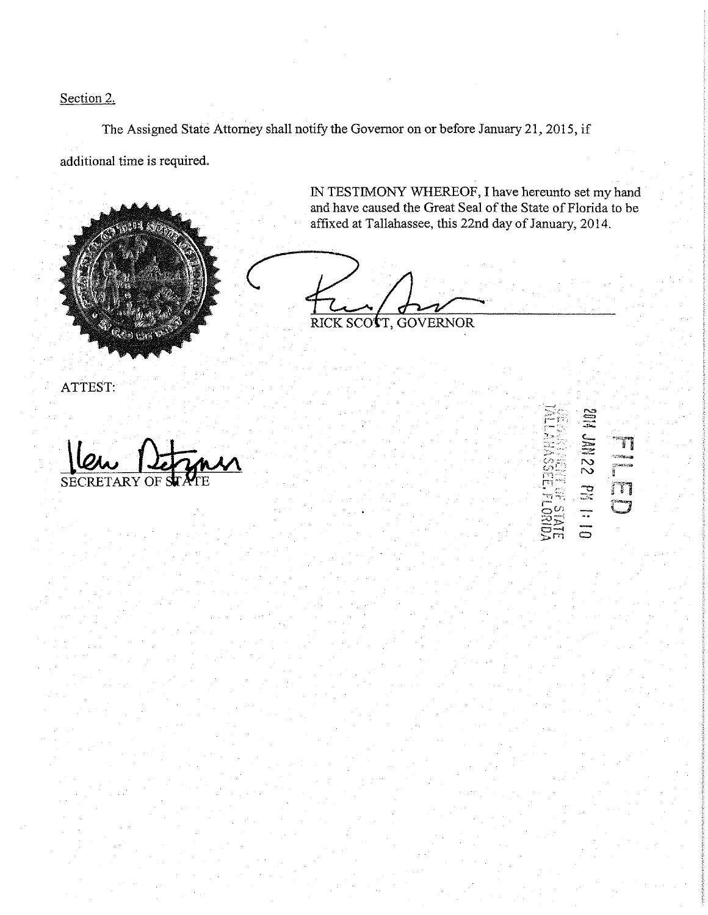Section 2.

The Assigned State Attorney shall notify the Governor on or before January 21, 2015, if additional time is required.

IN TESTIMONY WHEREOF, I have hereunto set my hand and have caused the Great Seal of the State of Florida to be affixed at Tallahassee, this 22nd day of January, 2014.

RICK SCOTT, GOVERNOR

ATTEST:

SECRETARY OF STATE

FILED

2014 JAN 22 PM 1:10

DEPARTMENT OF STATE
TALLAHASSEE, FLORIDA